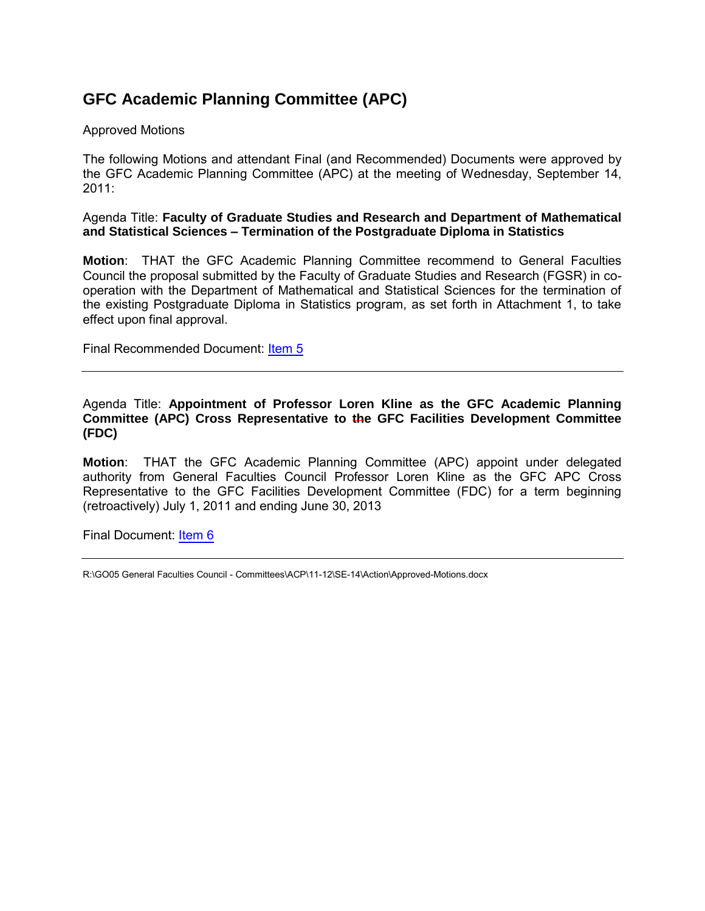# GFC Academic Planning Committee (APC)

Approved Motions

The following Motions and attendant Final (and Recommended) Documents were approved by the GFC Academic Planning Committee (APC) at the meeting of Wednesday, September 14, 2011:

Agenda Title: **Faculty of Graduate Studies and Research and Department of Mathematical and Statistical Sciences – Termination of the Postgraduate Diploma in Statistics**

**Motion**: THAT the GFC Academic Planning Committee recommend to General Faculties Council the proposal submitted by the Faculty of Graduate Studies and Research (FGSR) in co-operation with the Department of Mathematical and Statistical Sciences for the termination of the existing Postgraduate Diploma in Statistics program, as set forth in Attachment 1, to take effect upon final approval.

Final Recommended Document: Item 5

---

Agenda Title: **Appointment of Professor Loren Kline as the GFC Academic Planning Committee (APC) Cross Representative to the GFC Facilities Development Committee (FDC)**

**Motion**: THAT the GFC Academic Planning Committee (APC) appoint under delegated authority from General Faculties Council Professor Loren Kline as the GFC APC Cross Representative to the GFC Facilities Development Committee (FDC) for a term beginning (retroactively) July 1, 2011 and ending June 30, 2013

Final Document: Item 6

---

R:\GO05 General Faculties Council - Committees\ACP\11-12\SE-14\Action\Approved-Motions.docx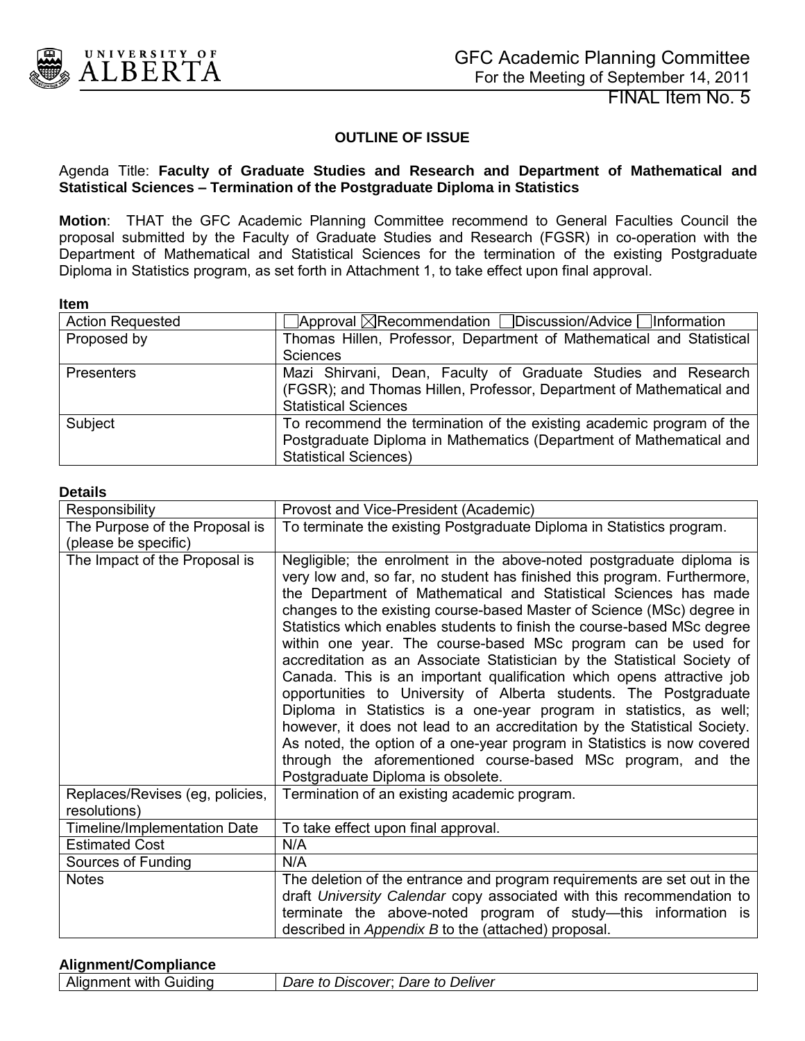# GFC Academic Planning Committee

For the Meeting of September 14, 2011

FINAL Item No. 5

## OUTLINE OF ISSUE

Agenda Title: **Faculty of Graduate Studies and Research and Department of Mathematical and Statistical Sciences – Termination of the Postgraduate Diploma in Statistics**

**Motion**: THAT the GFC Academic Planning Committee recommend to General Faculties Council the proposal submitted by the Faculty of Graduate Studies and Research (FGSR) in co-operation with the Department of Mathematical and Statistical Sciences for the termination of the existing Postgraduate Diploma in Statistics program, as set forth in Attachment 1, to take effect upon final approval.

**Item**

| | |
|---|---|
| Action Requested | ☐Approval ☒Recommendation ☐Discussion/Advice ☐Information |
| Proposed by | Thomas Hillen, Professor, Department of Mathematical and Statistical Sciences |
| Presenters | Mazi Shirvani, Dean, Faculty of Graduate Studies and Research (FGSR); and Thomas Hillen, Professor, Department of Mathematical and Statistical Sciences |
| Subject | To recommend the termination of the existing academic program of the Postgraduate Diploma in Mathematics (Department of Mathematical and Statistical Sciences) |

**Details**

| | |
|---|---|
| Responsibility | Provost and Vice-President (Academic) |
| The Purpose of the Proposal is (please be specific) | To terminate the existing Postgraduate Diploma in Statistics program. |
| The Impact of the Proposal is | Negligible; the enrolment in the above-noted postgraduate diploma is very low and, so far, no student has finished this program. Furthermore, the Department of Mathematical and Statistical Sciences has made changes to the existing course-based Master of Science (MSc) degree in Statistics which enables students to finish the course-based MSc degree within one year. The course-based MSc program can be used for accreditation as an Associate Statistician by the Statistical Society of Canada. This is an important qualification which opens attractive job opportunities to University of Alberta students. The Postgraduate Diploma in Statistics is a one-year program in statistics, as well; however, it does not lead to an accreditation by the Statistical Society. As noted, the option of a one-year program in Statistics is now covered through the aforementioned course-based MSc program, and the Postgraduate Diploma is obsolete. |
| Replaces/Revises (eg, policies, resolutions) | Termination of an existing academic program. |
| Timeline/Implementation Date | To take effect upon final approval. |
| Estimated Cost | N/A |
| Sources of Funding | N/A |
| Notes | The deletion of the entrance and program requirements are set out in the draft *University Calendar* copy associated with this recommendation to terminate the above-noted program of study—this information is described in *Appendix B* to the (attached) proposal. |

**Alignment/Compliance**

| | |
|---|---|
| Alignment with Guiding | *Dare to Discover*; *Dare to Deliver* |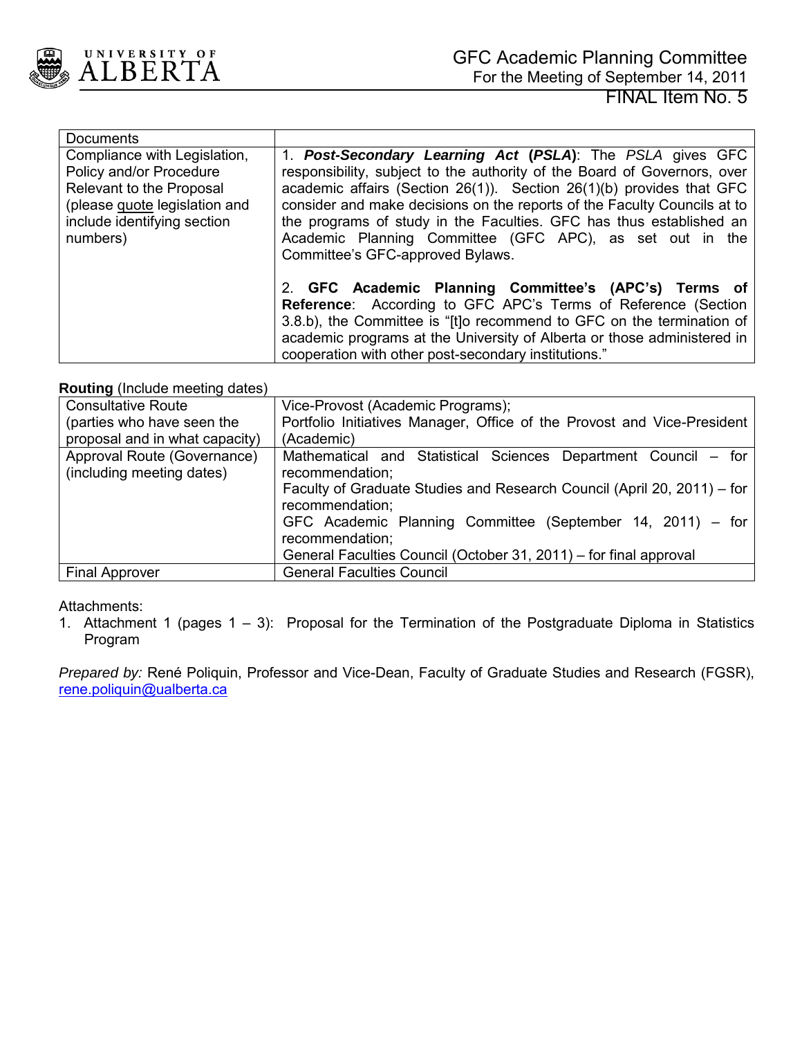GFC Academic Planning Committee
For the Meeting of September 14, 2011
FINAL Item No. 5

| Documents | |
|---|---|
| Compliance with Legislation, Policy and/or Procedure Relevant to the Proposal (please quote legislation and include identifying section numbers) | 1. ***Post-Secondary Learning Act* (*PSLA*)**: The *PSLA* gives GFC responsibility, subject to the authority of the Board of Governors, over academic affairs (Section 26(1)). Section 26(1)(b) provides that GFC consider and make decisions on the reports of the Faculty Councils at to the programs of study in the Faculties. GFC has thus established an Academic Planning Committee (GFC APC), as set out in the Committee's GFC-approved Bylaws.<br><br>2. **GFC Academic Planning Committee's (APC's) Terms of Reference**: According to GFC APC's Terms of Reference (Section 3.8.b), the Committee is "[t]o recommend to GFC on the termination of academic programs at the University of Alberta or those administered in cooperation with other post-secondary institutions." |

**Routing** (Include meeting dates)

| | |
|---|---|
| Consultative Route (parties who have seen the proposal and in what capacity) | Vice-Provost (Academic Programs);<br>Portfolio Initiatives Manager, Office of the Provost and Vice-President (Academic) |
| Approval Route (Governance) (including meeting dates) | Mathematical and Statistical Sciences Department Council – for recommendation;<br>Faculty of Graduate Studies and Research Council (April 20, 2011) – for recommendation;<br>GFC Academic Planning Committee (September 14, 2011) – for recommendation;<br>General Faculties Council (October 31, 2011) – for final approval |
| Final Approver | General Faculties Council |

Attachments:

1. Attachment 1 (pages 1 – 3): Proposal for the Termination of the Postgraduate Diploma in Statistics Program

*Prepared by:* René Poliquin, Professor and Vice-Dean, Faculty of Graduate Studies and Research (FGSR), rene.poliquin@ualberta.ca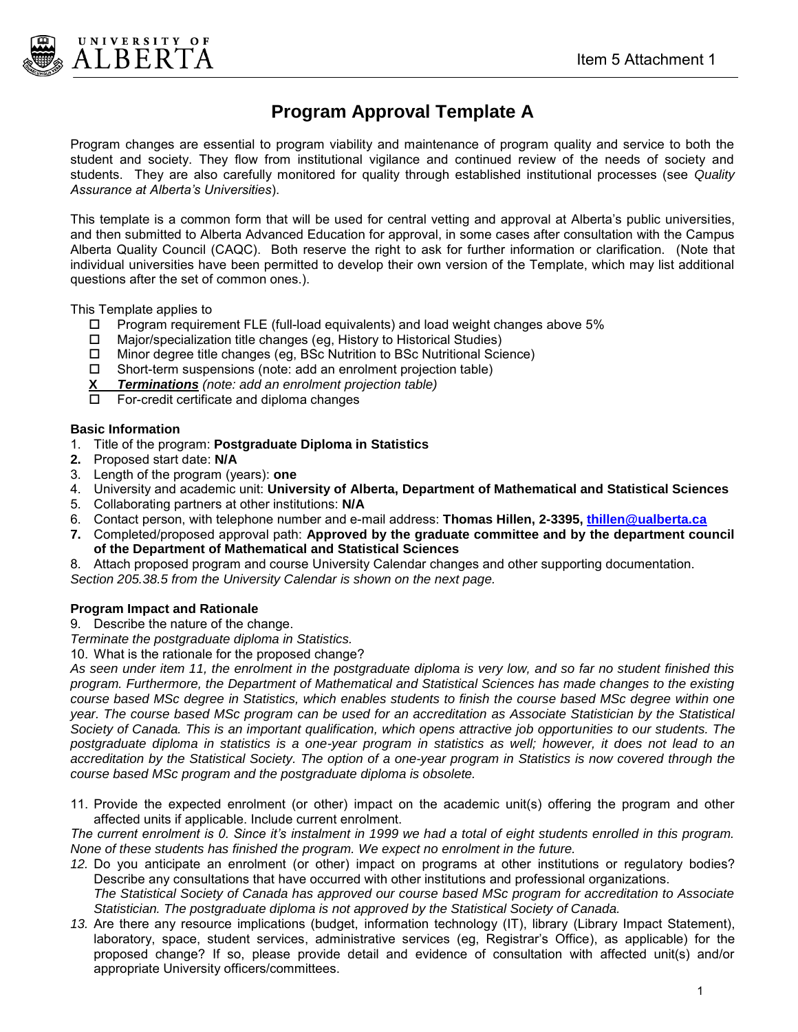Item 5 Attachment 1

# Program Approval Template A

Program changes are essential to program viability and maintenance of program quality and service to both the student and society. They flow from institutional vigilance and continued review of the needs of society and students. They are also carefully monitored for quality through established institutional processes (see *Quality Assurance at Alberta's Universities*).

This template is a common form that will be used for central vetting and approval at Alberta's public universities, and then submitted to Alberta Advanced Education for approval, in some cases after consultation with the Campus Alberta Quality Council (CAQC). Both reserve the right to ask for further information or clarification. (Note that individual universities have been permitted to develop their own version of the Template, which may list additional questions after the set of common ones.).

This Template applies to

- ☐ Program requirement FLE (full-load equivalents) and load weight changes above 5%
- ☐ Major/specialization title changes (eg, History to Historical Studies)
- ☐ Minor degree title changes (eg, BSc Nutrition to BSc Nutritional Science)
- ☐ Short-term suspensions (note: add an enrolment projection table)
- **X** ***Terminations*** *(note: add an enrolment projection table)*
- ☐ For-credit certificate and diploma changes

**Basic Information**

1. Title of the program: **Postgraduate Diploma in Statistics**
2. Proposed start date: **N/A**
3. Length of the program (years): **one**
4. University and academic unit: **University of Alberta, Department of Mathematical and Statistical Sciences**
5. Collaborating partners at other institutions: **N/A**
6. Contact person, with telephone number and e-mail address: **Thomas Hillen, 2-3395, thillen@ualberta.ca**
7. Completed/proposed approval path: **Approved by the graduate committee and by the department council of the Department of Mathematical and Statistical Sciences**
8. Attach proposed program and course University Calendar changes and other supporting documentation.

*Section 205.38.5 from the University Calendar is shown on the next page.*

**Program Impact and Rationale**

9. Describe the nature of the change.

*Terminate the postgraduate diploma in Statistics.*

10. What is the rationale for the proposed change?

*As seen under item 11, the enrolment in the postgraduate diploma is very low, and so far no student finished this program. Furthermore, the Department of Mathematical and Statistical Sciences has made changes to the existing course based MSc degree in Statistics, which enables students to finish the course based MSc degree within one year. The course based MSc program can be used for an accreditation as Associate Statistician by the Statistical Society of Canada. This is an important qualification, which opens attractive job opportunities to our students. The postgraduate diploma in statistics is a one-year program in statistics as well; however, it does not lead to an accreditation by the Statistical Society. The option of a one-year program in Statistics is now covered through the course based MSc program and the postgraduate diploma is obsolete.*

11. Provide the expected enrolment (or other) impact on the academic unit(s) offering the program and other affected units if applicable. Include current enrolment.

*The current enrolment is 0. Since it's instalment in 1999 we had a total of eight students enrolled in this program. None of these students has finished the program. We expect no enrolment in the future.*

12. Do you anticipate an enrolment (or other) impact on programs at other institutions or regulatory bodies? Describe any consultations that have occurred with other institutions and professional organizations.
    *The Statistical Society of Canada has approved our course based MSc program for accreditation to Associate Statistician. The postgraduate diploma is not approved by the Statistical Society of Canada.*
13. Are there any resource implications (budget, information technology (IT), library (Library Impact Statement), laboratory, space, student services, administrative services (eg, Registrar's Office), as applicable) for the proposed change? If so, please provide detail and evidence of consultation with affected unit(s) and/or appropriate University officers/committees.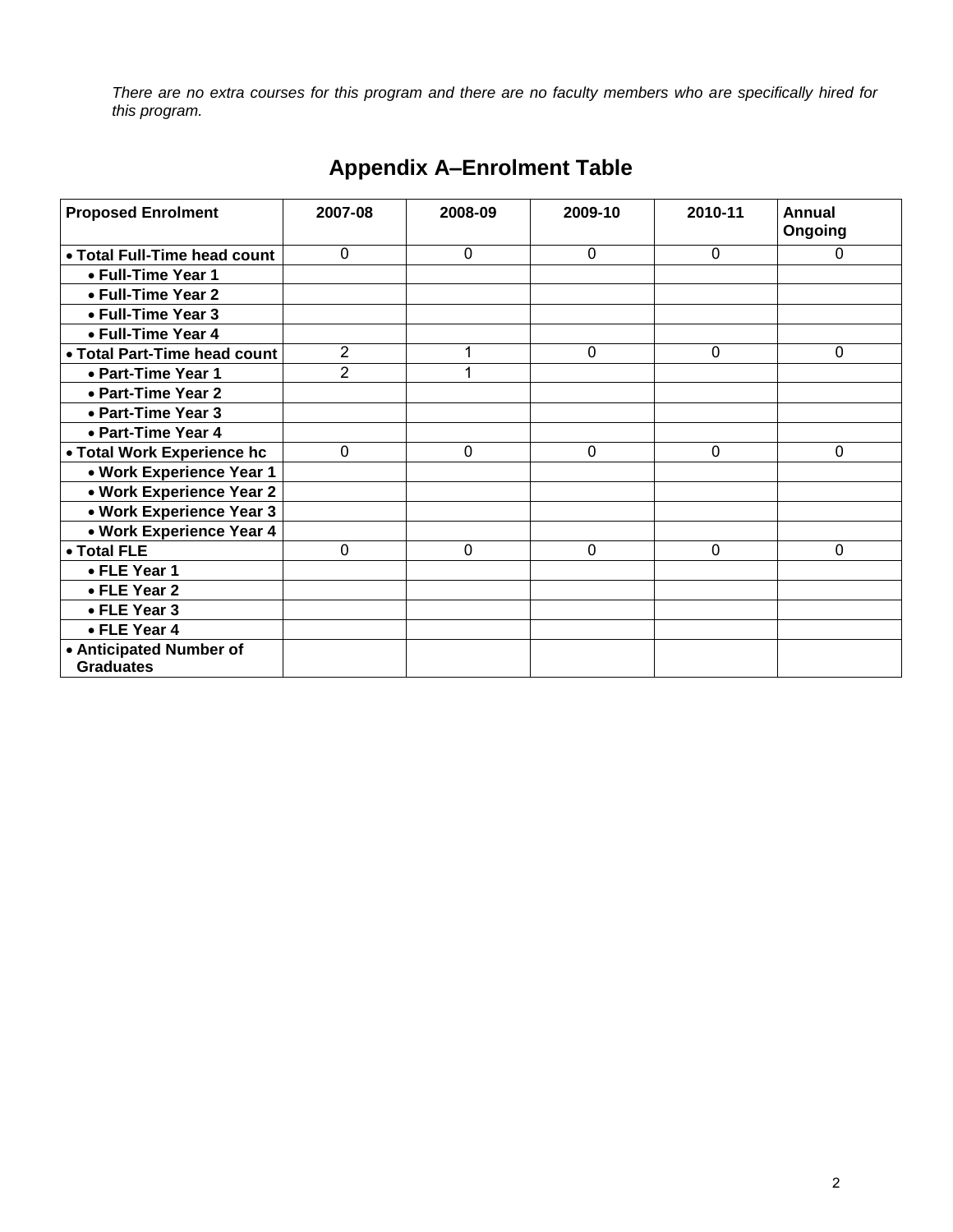*There are no extra courses for this program and there are no faculty members who are specifically hired for this program.*

## Appendix A–Enrolment Table

| **Proposed Enrolment** | **2007-08** | **2008-09** | **2009-10** | **2010-11** | **Annual Ongoing** |
|---|---|---|---|---|---|
| • **Total Full-Time head count** | 0 | 0 | 0 | 0 | 0 |
| • **Full-Time Year 1** | | | | | |
| • **Full-Time Year 2** | | | | | |
| • **Full-Time Year 3** | | | | | |
| • **Full-Time Year 4** | | | | | |
| • **Total Part-Time head count** | 2 | 1 | 0 | 0 | 0 |
| • **Part-Time Year 1** | 2 | 1 | | | |
| • **Part-Time Year 2** | | | | | |
| • **Part-Time Year 3** | | | | | |
| • **Part-Time Year 4** | | | | | |
| • **Total Work Experience hc** | 0 | 0 | 0 | 0 | 0 |
| • **Work Experience Year 1** | | | | | |
| • **Work Experience Year 2** | | | | | |
| • **Work Experience Year 3** | | | | | |
| • **Work Experience Year 4** | | | | | |
| • **Total FLE** | 0 | 0 | 0 | 0 | 0 |
| • **FLE Year 1** | | | | | |
| • **FLE Year 2** | | | | | |
| • **FLE Year 3** | | | | | |
| • **FLE Year 4** | | | | | |
| • **Anticipated Number of Graduates** | | | | | |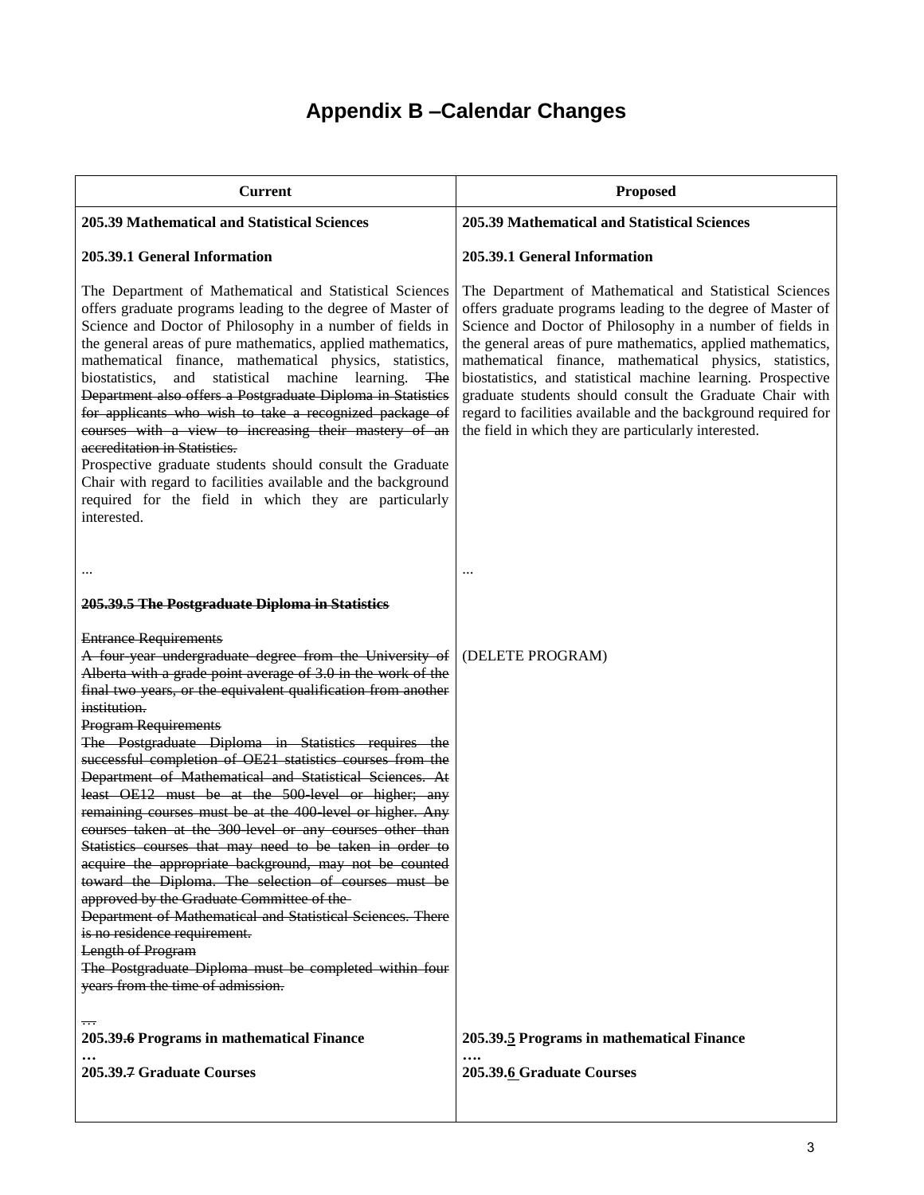# Appendix B –Calendar Changes

| Current | Proposed |
|---|---|
| **205.39 Mathematical and Statistical Sciences**<br><br>**205.39.1 General Information**<br><br>The Department of Mathematical and Statistical Sciences offers graduate programs leading to the degree of Master of Science and Doctor of Philosophy in a number of fields in the general areas of pure mathematics, applied mathematics, mathematical finance, mathematical physics, statistics, biostatistics, and statistical machine learning. ~~The Department also offers a Postgraduate Diploma in Statistics for applicants who wish to take a recognized package of courses with a view to increasing their mastery of an accreditation in Statistics.~~<br>Prospective graduate students should consult the Graduate Chair with regard to facilities available and the background required for the field in which they are particularly interested.<br><br>... | **205.39 Mathematical and Statistical Sciences**<br><br>**205.39.1 General Information**<br><br>The Department of Mathematical and Statistical Sciences offers graduate programs leading to the degree of Master of Science and Doctor of Philosophy in a number of fields in the general areas of pure mathematics, applied mathematics, mathematical finance, mathematical physics, statistics, biostatistics, and statistical machine learning. Prospective graduate students should consult the Graduate Chair with regard to facilities available and the background required for the field in which they are particularly interested.<br><br>... |
| **~~205.39.5 The Postgraduate Diploma in Statistics~~**<br><br>~~Entrance Requirements~~<br>~~A four-year undergraduate degree from the University of Alberta with a grade point average of 3.0 in the work of the final two years, or the equivalent qualification from another institution.~~<br>~~Program Requirements~~<br>~~The Postgraduate Diploma in Statistics requires the successful completion of OE21 statistics courses from the Department of Mathematical and Statistical Sciences. At least OE12 must be at the 500-level or higher; any remaining courses must be at the 400-level or higher. Any courses taken at the 300-level or any courses other than Statistics courses that may need to be taken in order to acquire the appropriate background, may not be counted toward the Diploma. The selection of courses must be approved by the Graduate Committee of the Department of Mathematical and Statistical Sciences. There is no residence requirement.~~<br>~~Length of Program~~<br>~~The Postgraduate Diploma must be completed within four years from the time of admission.~~<br><br>~~...~~<br>**205.39.~~6~~ Programs in mathematical Finance**<br>**...**<br>**205.39.~~7~~ Graduate Courses** | (DELETE PROGRAM)<br><br>**205.39.<u>5</u> Programs in mathematical Finance**<br>**....**<br>**205.39.<u>6</u> Graduate Courses** |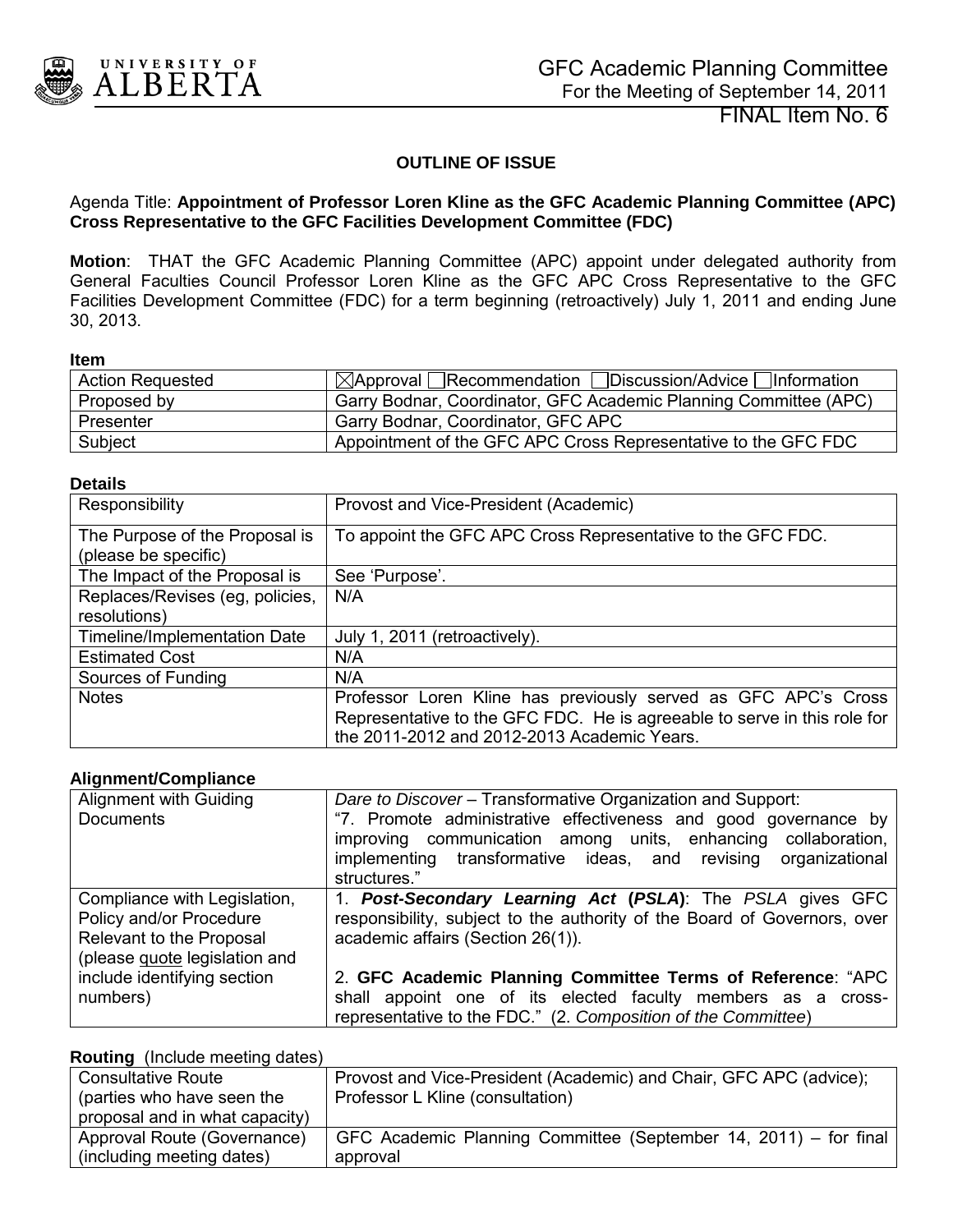GFC Academic Planning Committee
For the Meeting of September 14, 2011

FINAL Item No. 6

**OUTLINE OF ISSUE**

Agenda Title: **Appointment of Professor Loren Kline as the GFC Academic Planning Committee (APC) Cross Representative to the GFC Facilities Development Committee (FDC)**

**Motion**: THAT the GFC Academic Planning Committee (APC) appoint under delegated authority from General Faculties Council Professor Loren Kline as the GFC APC Cross Representative to the GFC Facilities Development Committee (FDC) for a term beginning (retroactively) July 1, 2011 and ending June 30, 2013.

**Item**

| | |
|---|---|
| Action Requested | ☒Approval ☐Recommendation ☐Discussion/Advice ☐Information |
| Proposed by | Garry Bodnar, Coordinator, GFC Academic Planning Committee (APC) |
| Presenter | Garry Bodnar, Coordinator, GFC APC |
| Subject | Appointment of the GFC APC Cross Representative to the GFC FDC |

**Details**

| | |
|---|---|
| Responsibility | Provost and Vice-President (Academic) |
| The Purpose of the Proposal is (please be specific) | To appoint the GFC APC Cross Representative to the GFC FDC. |
| The Impact of the Proposal is | See 'Purpose'. |
| Replaces/Revises (eg, policies, resolutions) | N/A |
| Timeline/Implementation Date | July 1, 2011 (retroactively). |
| Estimated Cost | N/A |
| Sources of Funding | N/A |
| Notes | Professor Loren Kline has previously served as GFC APC's Cross Representative to the GFC FDC. He is agreeable to serve in this role for the 2011-2012 and 2012-2013 Academic Years. |

**Alignment/Compliance**

| | |
|---|---|
| Alignment with Guiding Documents | *Dare to Discover* – Transformative Organization and Support: "7. Promote administrative effectiveness and good governance by improving communication among units, enhancing collaboration, implementing transformative ideas, and revising organizational structures." |
| Compliance with Legislation, Policy and/or Procedure Relevant to the Proposal (please quote legislation and include identifying section numbers) | 1. ***Post-Secondary Learning Act* (*PSLA*)**: The *PSLA* gives GFC responsibility, subject to the authority of the Board of Governors, over academic affairs (Section 26(1)).<br><br>2. **GFC Academic Planning Committee Terms of Reference**: "APC shall appoint one of its elected faculty members as a cross-representative to the FDC." (2. *Composition of the Committee*) |

**Routing** (Include meeting dates)

| | |
|---|---|
| Consultative Route (parties who have seen the proposal and in what capacity) | Provost and Vice-President (Academic) and Chair, GFC APC (advice); Professor L Kline (consultation) |
| Approval Route (Governance) (including meeting dates) | GFC Academic Planning Committee (September 14, 2011) – for final approval |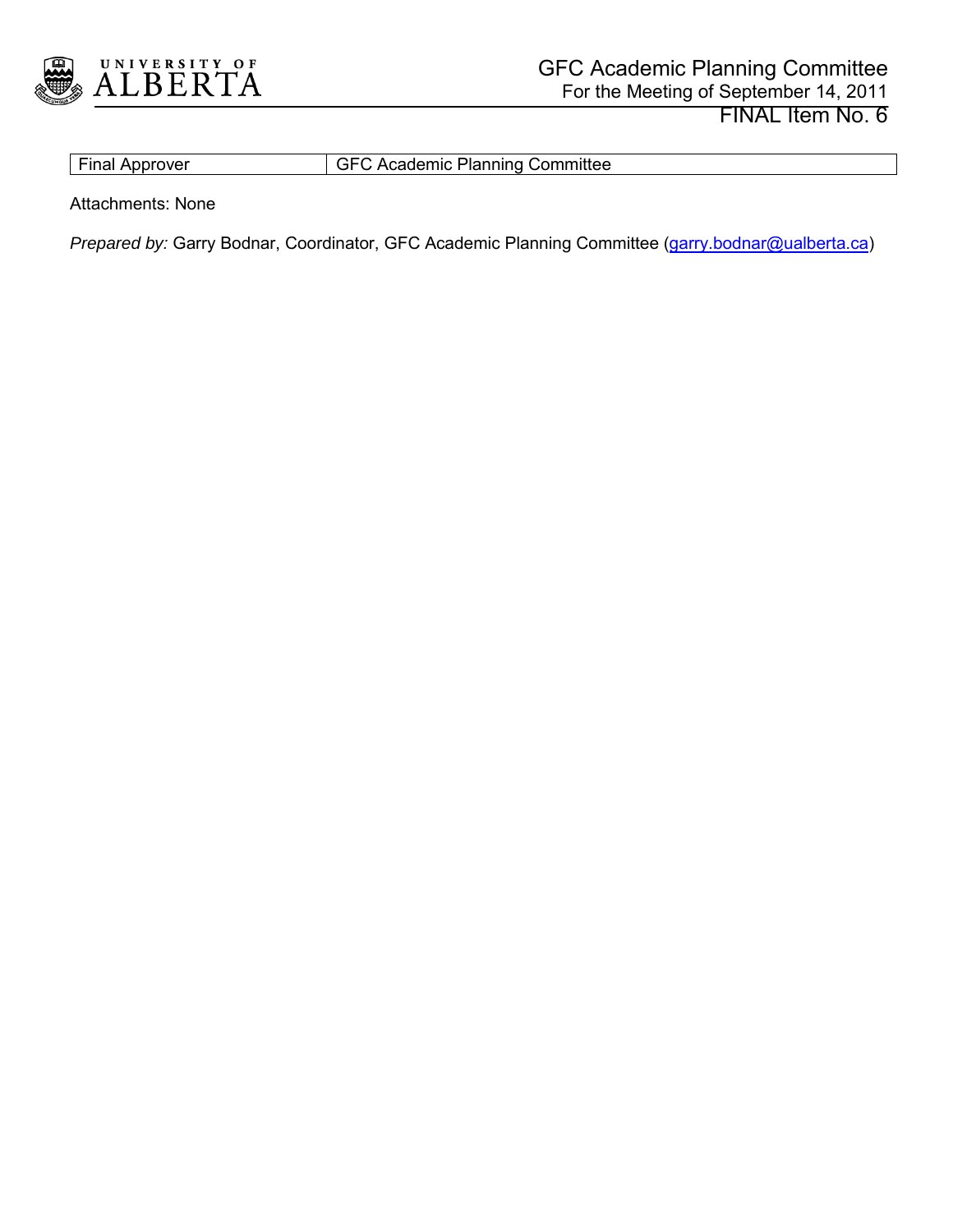| Final Approver | GFC Academic Planning Committee |
| --- | --- |

Attachments: None

*Prepared by:* Garry Bodnar, Coordinator, GFC Academic Planning Committee (garry.bodnar@ualberta.ca)